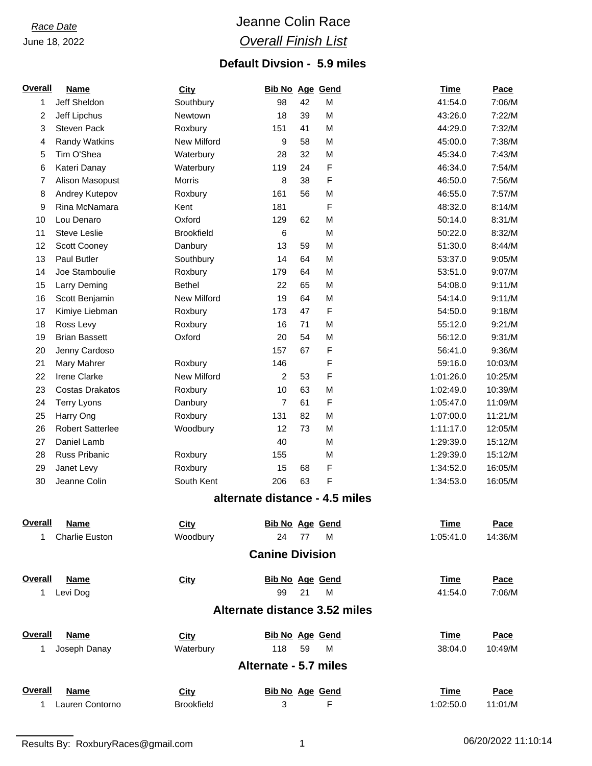*Race Date*

June 18, 2022

# Jeanne Colin Race

## *Overall Finish List*

### Default Divsion - 5.9 miles

| Overall | Name | City | Bib No | Age | Gend | Time | Pace |
|---|---|---|---|---|---|---|---|
| 1 | Jeff Sheldon | Southbury | 98 | 42 | M | 41:54.0 | 7:06/M |
| 2 | Jeff Lipchus | Newtown | 18 | 39 | M | 43:26.0 | 7:22/M |
| 3 | Steven Pack | Roxbury | 151 | 41 | M | 44:29.0 | 7:32/M |
| 4 | Randy Watkins | New Milford | 9 | 58 | M | 45:00.0 | 7:38/M |
| 5 | Tim O'Shea | Waterbury | 28 | 32 | M | 45:34.0 | 7:43/M |
| 6 | Kateri Danay | Waterbury | 119 | 24 | F | 46:34.0 | 7:54/M |
| 7 | Alison Masopust | Morris | 8 | 38 | F | 46:50.0 | 7:56/M |
| 8 | Andrey Kutepov | Roxbury | 161 | 56 | M | 46:55.0 | 7:57/M |
| 9 | Rina McNamara | Kent | 181 | | F | 48:32.0 | 8:14/M |
| 10 | Lou Denaro | Oxford | 129 | 62 | M | 50:14.0 | 8:31/M |
| 11 | Steve Leslie | Brookfield | 6 | | M | 50:22.0 | 8:32/M |
| 12 | Scott Cooney | Danbury | 13 | 59 | M | 51:30.0 | 8:44/M |
| 13 | Paul Butler | Southbury | 14 | 64 | M | 53:37.0 | 9:05/M |
| 14 | Joe Stamboulie | Roxbury | 179 | 64 | M | 53:51.0 | 9:07/M |
| 15 | Larry Deming | Bethel | 22 | 65 | M | 54:08.0 | 9:11/M |
| 16 | Scott Benjamin | New Milford | 19 | 64 | M | 54:14.0 | 9:11/M |
| 17 | Kimiye Liebman | Roxbury | 173 | 47 | F | 54:50.0 | 9:18/M |
| 18 | Ross Levy | Roxbury | 16 | 71 | M | 55:12.0 | 9:21/M |
| 19 | Brian Bassett | Oxford | 20 | 54 | M | 56:12.0 | 9:31/M |
| 20 | Jenny Cardoso | | 157 | 67 | F | 56:41.0 | 9:36/M |
| 21 | Mary Mahrer | Roxbury | 146 | | F | 59:16.0 | 10:03/M |
| 22 | Irene Clarke | New Milford | 2 | 53 | F | 1:01:26.0 | 10:25/M |
| 23 | Costas Drakatos | Roxbury | 10 | 63 | M | 1:02:49.0 | 10:39/M |
| 24 | Terry Lyons | Danbury | 7 | 61 | F | 1:05:47.0 | 11:09/M |
| 25 | Harry Ong | Roxbury | 131 | 82 | M | 1:07:00.0 | 11:21/M |
| 26 | Robert Satterlee | Woodbury | 12 | 73 | M | 1:11:17.0 | 12:05/M |
| 27 | Daniel Lamb | | 40 | | M | 1:29:39.0 | 15:12/M |
| 28 | Russ Pribanic | Roxbury | 155 | | M | 1:29:39.0 | 15:12/M |
| 29 | Janet Levy | Roxbury | 15 | 68 | F | 1:34:52.0 | 16:05/M |
| 30 | Jeanne Colin | South Kent | 206 | 63 | F | 1:34:53.0 | 16:05/M |

### alternate distance - 4.5 miles

| Overall | Name | City | Bib No | Age | Gend | Time | Pace |
|---|---|---|---|---|---|---|---|
| 1 | Charlie Euston | Woodbury | 24 | 77 | M | 1:05:41.0 | 14:36/M |

### Canine Division

| Overall | Name | City | Bib No | Age | Gend | Time | Pace |
|---|---|---|---|---|---|---|---|
| 1 | Levi Dog | | 99 | 21 | M | 41:54.0 | 7:06/M |

### Alternate distance 3.52 miles

| Overall | Name | City | Bib No | Age | Gend | Time | Pace |
|---|---|---|---|---|---|---|---|
| 1 | Joseph Danay | Waterbury | 118 | 59 | M | 38:04.0 | 10:49/M |

### Alternate - 5.7 miles

| Overall | Name | City | Bib No | Age | Gend | Time | Pace |
|---|---|---|---|---|---|---|---|
| 1 | Lauren Contorno | Brookfield | 3 | | F | 1:02:50.0 | 11:01/M |

Results By: RoxburyRaces@gmail.com

06/20/2022 11:10:14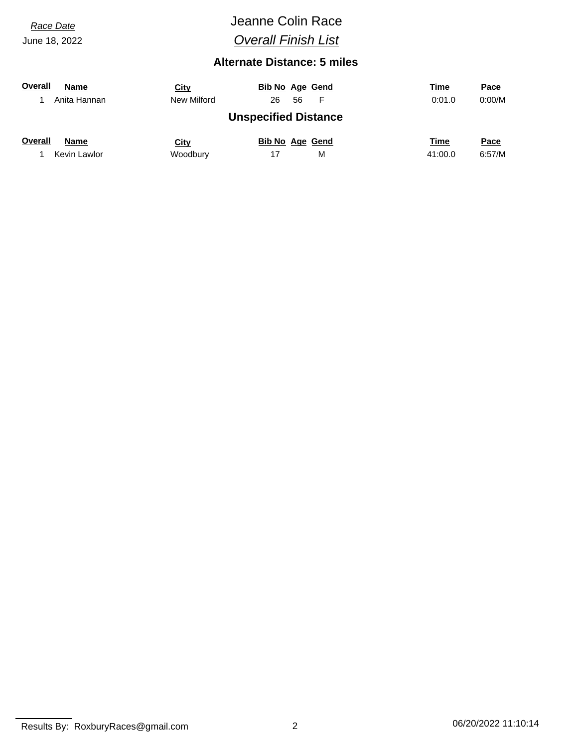*Race Date*

June 18, 2022

# Jeanne Colin Race

## *Overall Finish List*

### Alternate Distance: 5 miles

| Overall | Name | City | Bib No | Age | Gend | Time | Pace |
|---|---|---|---|---|---|---|---|
| 1 | Anita Hannan | New Milford | 26 | 56 | F | 0:01.0 | 0:00/M |

### Unspecified Distance

| Overall | Name | City | Bib No | Age | Gend | Time | Pace |
|---|---|---|---|---|---|---|---|
| 1 | Kevin Lawlor | Woodbury | 17 | | M | 41:00.0 | 6:57/M |

Results By: RoxburyRaces@gmail.com

06/20/2022 11:10:14